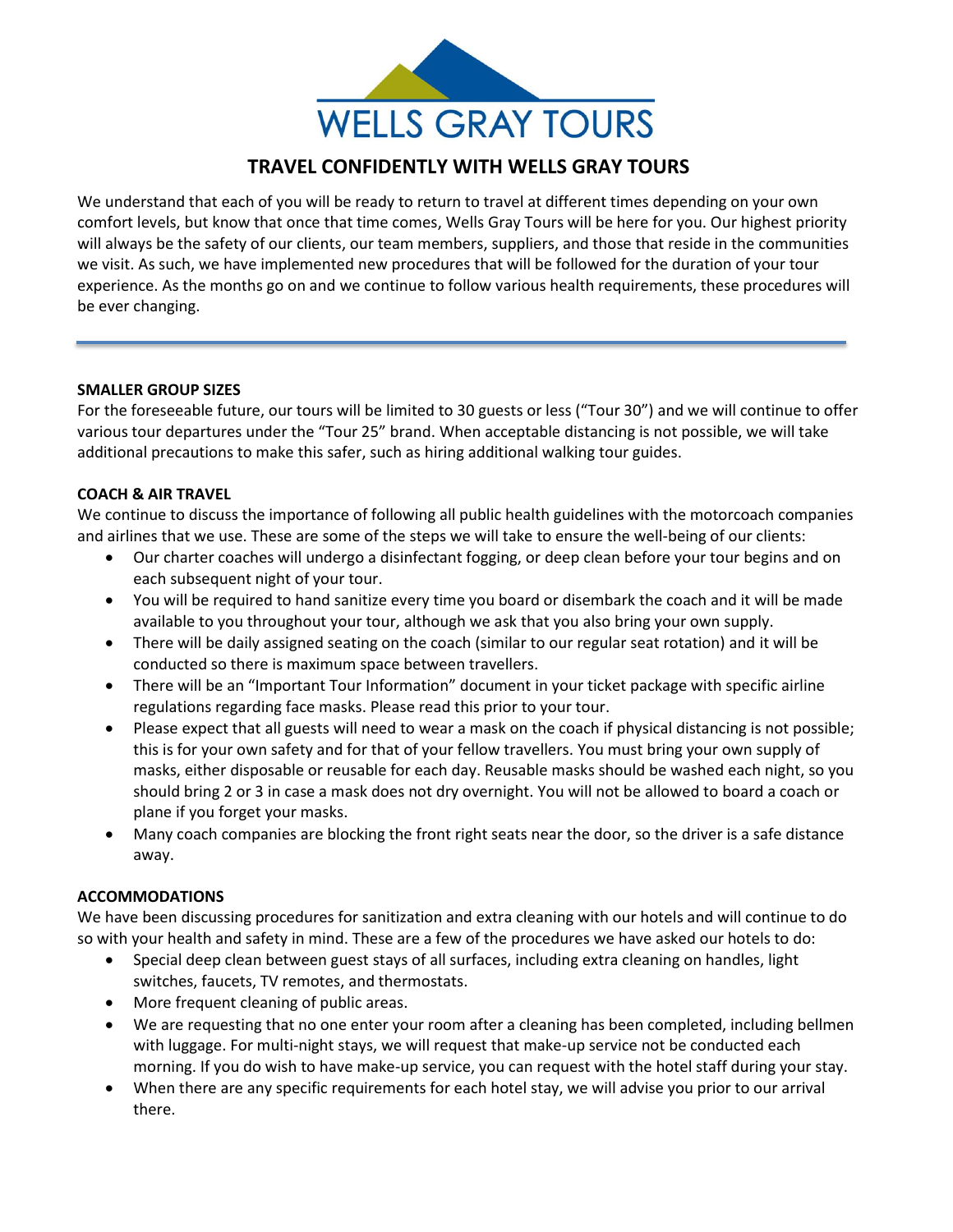WELLS GRAY TOURS

# TRAVEL CONFIDENTLY WITH WELLS GRAY TOURS

We understand that each of you will be ready to return to travel at different times depending on your own comfort levels, but know that once that time comes, Wells Gray Tours will be here for you. Our highest priority will always be the safety of our clients, our team members, suppliers, and those that reside in the communities we visit. As such, we have implemented new procedures that will be followed for the duration of your tour experience. As the months go on and we continue to follow various health requirements, these procedures will be ever changing.

---

**SMALLER GROUP SIZES**

For the foreseeable future, our tours will be limited to 30 guests or less ("Tour 30") and we will continue to offer various tour departures under the "Tour 25" brand. When acceptable distancing is not possible, we will take additional precautions to make this safer, such as hiring additional walking tour guides.

**COACH & AIR TRAVEL**

We continue to discuss the importance of following all public health guidelines with the motorcoach companies and airlines that we use. These are some of the steps we will take to ensure the well-being of our clients:

- Our charter coaches will undergo a disinfectant fogging, or deep clean before your tour begins and on each subsequent night of your tour.
- You will be required to hand sanitize every time you board or disembark the coach and it will be made available to you throughout your tour, although we ask that you also bring your own supply.
- There will be daily assigned seating on the coach (similar to our regular seat rotation) and it will be conducted so there is maximum space between travellers.
- There will be an "Important Tour Information" document in your ticket package with specific airline regulations regarding face masks. Please read this prior to your tour.
- Please expect that all guests will need to wear a mask on the coach if physical distancing is not possible; this is for your own safety and for that of your fellow travellers. You must bring your own supply of masks, either disposable or reusable for each day. Reusable masks should be washed each night, so you should bring 2 or 3 in case a mask does not dry overnight. You will not be allowed to board a coach or plane if you forget your masks.
- Many coach companies are blocking the front right seats near the door, so the driver is a safe distance away.

**ACCOMMODATIONS**

We have been discussing procedures for sanitization and extra cleaning with our hotels and will continue to do so with your health and safety in mind. These are a few of the procedures we have asked our hotels to do:

- Special deep clean between guest stays of all surfaces, including extra cleaning on handles, light switches, faucets, TV remotes, and thermostats.
- More frequent cleaning of public areas.
- We are requesting that no one enter your room after a cleaning has been completed, including bellmen with luggage. For multi-night stays, we will request that make-up service not be conducted each morning. If you do wish to have make-up service, you can request with the hotel staff during your stay.
- When there are any specific requirements for each hotel stay, we will advise you prior to our arrival there.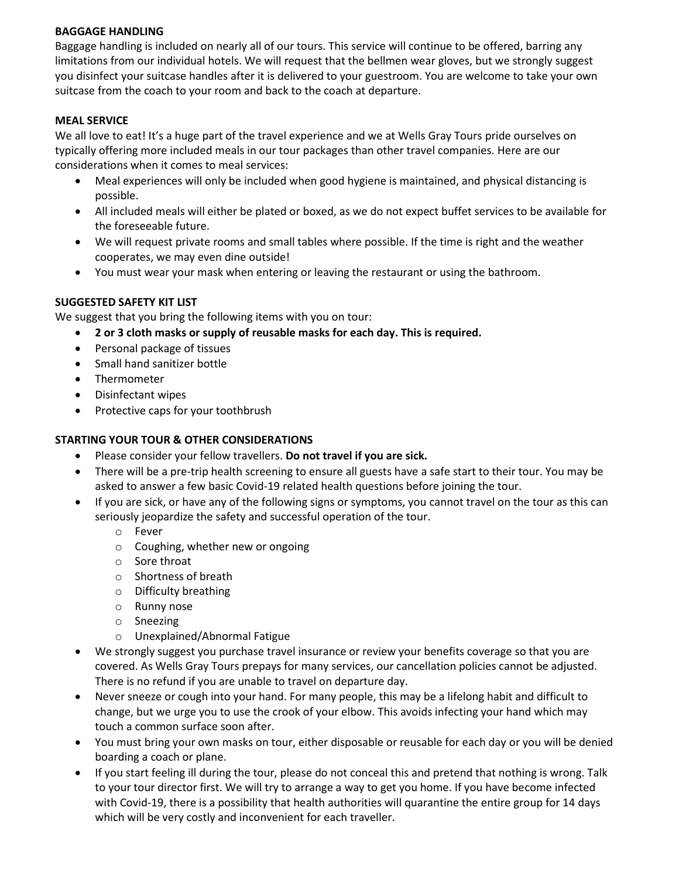**BAGGAGE HANDLING**

Baggage handling is included on nearly all of our tours. This service will continue to be offered, barring any limitations from our individual hotels. We will request that the bellmen wear gloves, but we strongly suggest you disinfect your suitcase handles after it is delivered to your guestroom. You are welcome to take your own suitcase from the coach to your room and back to the coach at departure.

**MEAL SERVICE**

We all love to eat! It's a huge part of the travel experience and we at Wells Gray Tours pride ourselves on typically offering more included meals in our tour packages than other travel companies. Here are our considerations when it comes to meal services:

- Meal experiences will only be included when good hygiene is maintained, and physical distancing is possible.
- All included meals will either be plated or boxed, as we do not expect buffet services to be available for the foreseeable future.
- We will request private rooms and small tables where possible. If the time is right and the weather cooperates, we may even dine outside!
- You must wear your mask when entering or leaving the restaurant or using the bathroom.

**SUGGESTED SAFETY KIT LIST**

We suggest that you bring the following items with you on tour:

- **2 or 3 cloth masks or supply of reusable masks for each day. This is required.**
- Personal package of tissues
- Small hand sanitizer bottle
- Thermometer
- Disinfectant wipes
- Protective caps for your toothbrush

**STARTING YOUR TOUR & OTHER CONSIDERATIONS**

- Please consider your fellow travellers. **Do not travel if you are sick.**
- There will be a pre-trip health screening to ensure all guests have a safe start to their tour. You may be asked to answer a few basic Covid-19 related health questions before joining the tour.
- If you are sick, or have any of the following signs or symptoms, you cannot travel on the tour as this can seriously jeopardize the safety and successful operation of the tour.
  - Fever
  - Coughing, whether new or ongoing
  - Sore throat
  - Shortness of breath
  - Difficulty breathing
  - Runny nose
  - Sneezing
  - Unexplained/Abnormal Fatigue
- We strongly suggest you purchase travel insurance or review your benefits coverage so that you are covered. As Wells Gray Tours prepays for many services, our cancellation policies cannot be adjusted. There is no refund if you are unable to travel on departure day.
- Never sneeze or cough into your hand. For many people, this may be a lifelong habit and difficult to change, but we urge you to use the crook of your elbow. This avoids infecting your hand which may touch a common surface soon after.
- You must bring your own masks on tour, either disposable or reusable for each day or you will be denied boarding a coach or plane.
- If you start feeling ill during the tour, please do not conceal this and pretend that nothing is wrong. Talk to your tour director first. We will try to arrange a way to get you home. If you have become infected with Covid-19, there is a possibility that health authorities will quarantine the entire group for 14 days which will be very costly and inconvenient for each traveller.